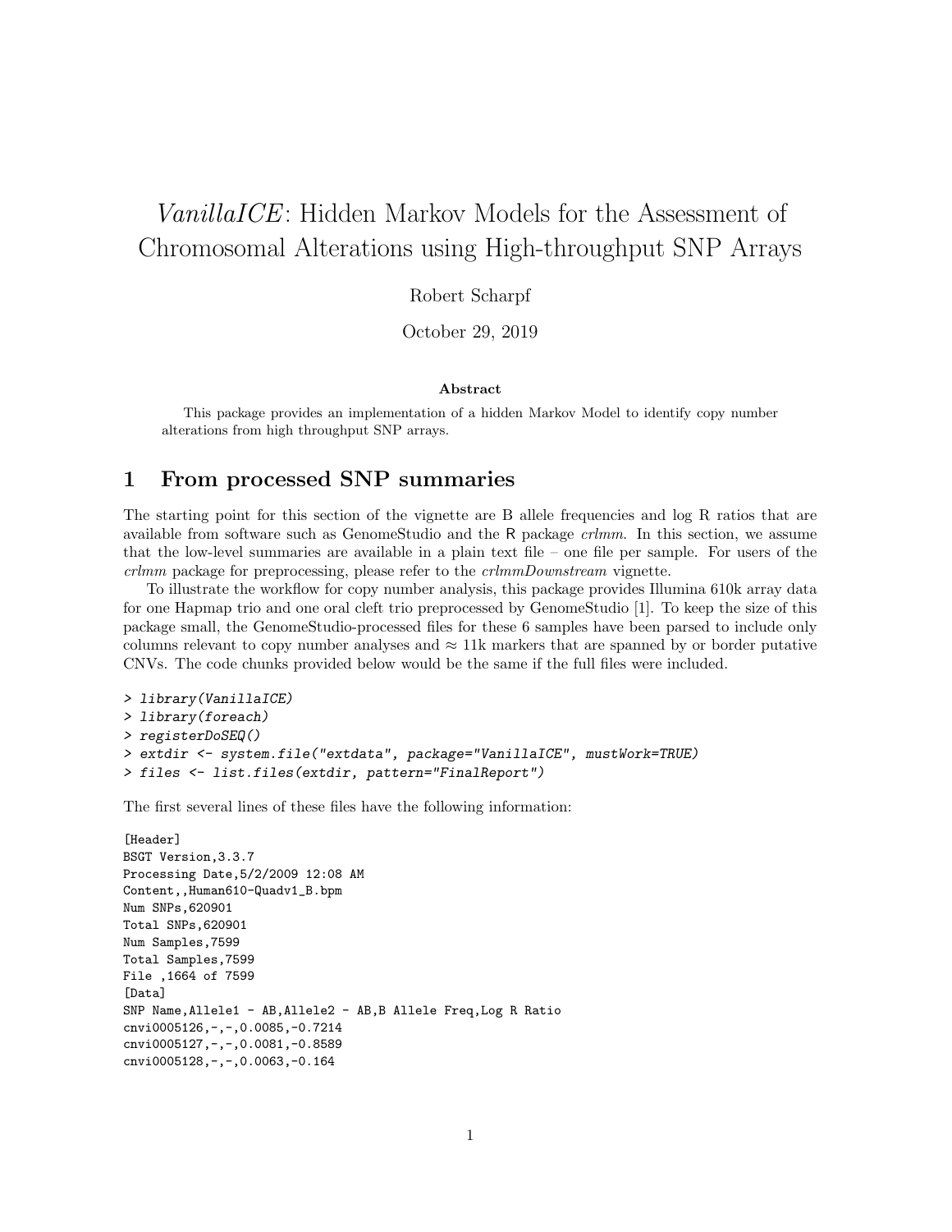# *VanillaICE*: Hidden Markov Models for the Assessment of Chromosomal Alterations using High-throughput SNP Arrays

Robert Scharpf

October 29, 2019

**Abstract**

This package provides an implementation of a hidden Markov Model to identify copy number alterations from high throughput SNP arrays.

## 1 From processed SNP summaries

The starting point for this section of the vignette are B allele frequencies and log R ratios that are available from software such as GenomeStudio and the R package *crlmm*. In this section, we assume that the low-level summaries are available in a plain text file – one file per sample. For users of the *crlmm* package for preprocessing, please refer to the *crlmmDownstream* vignette.

To illustrate the workflow for copy number analysis, this package provides Illumina 610k array data for one Hapmap trio and one oral cleft trio preprocessed by GenomeStudio [1]. To keep the size of this package small, the GenomeStudio-processed files for these 6 samples have been parsed to include only columns relevant to copy number analyses and $\approx$ 11k markers that are spanned by or border putative CNVs. The code chunks provided below would be the same if the full files were included.

```
> library(VanillaICE)
> library(foreach)
> registerDoSEQ()
> extdir <- system.file("extdata", package="VanillaICE", mustWork=TRUE)
> files <- list.files(extdir, pattern="FinalReport")
```

The first several lines of these files have the following information:

```
[Header]
BSGT Version,3.3.7
Processing Date,5/2/2009 12:08 AM
Content,,Human610-Quadv1_B.bpm
Num SNPs,620901
Total SNPs,620901
Num Samples,7599
Total Samples,7599
File ,1664 of 7599
[Data]
SNP Name,Allele1 - AB,Allele2 - AB,B Allele Freq,Log R Ratio
cnvi0005126,-,-,0.0085,-0.7214
cnvi0005127,-,-,0.0081,-0.8589
cnvi0005128,-,-,0.0063,-0.164
```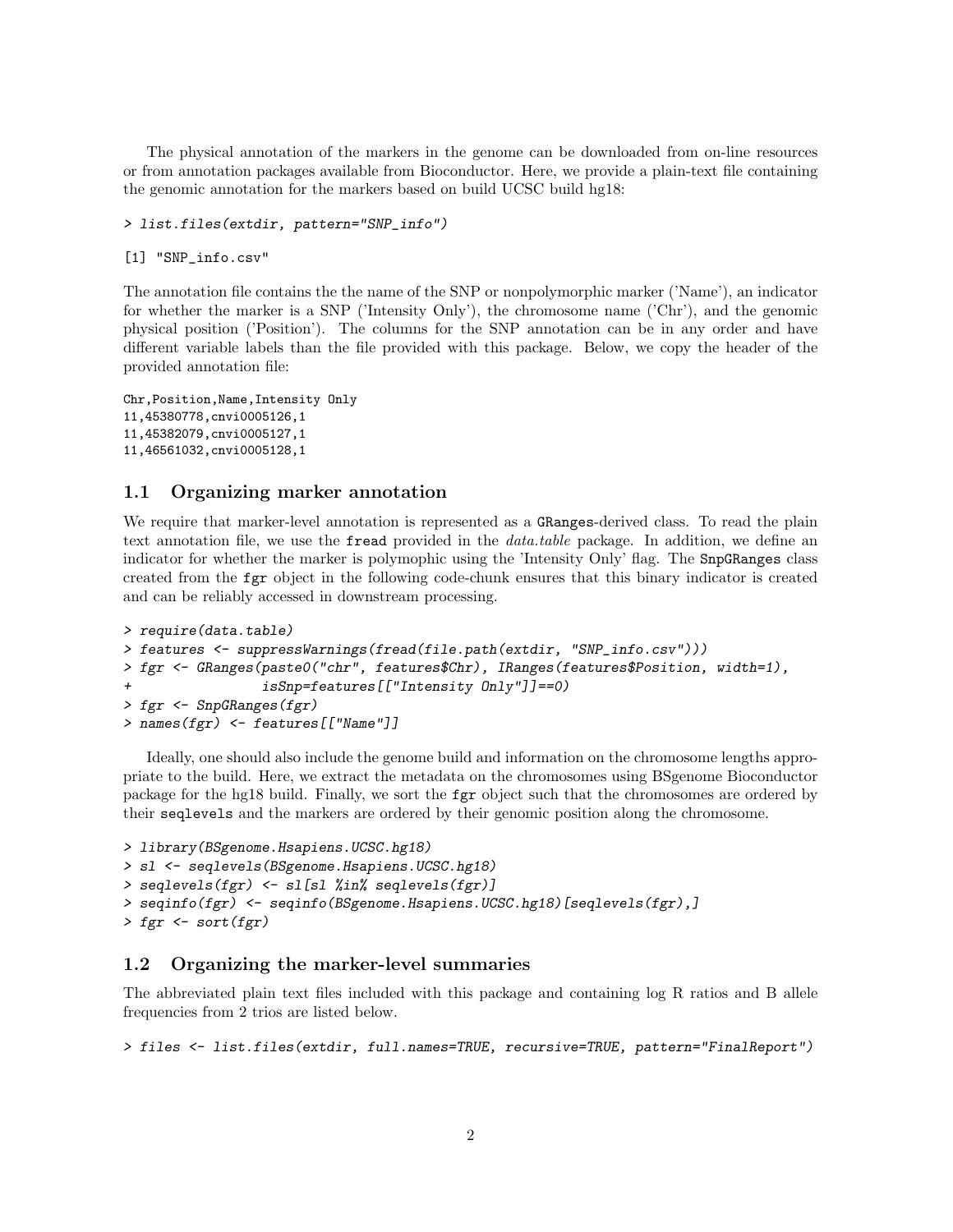The physical annotation of the markers in the genome can be downloaded from on-line resources or from annotation packages available from Bioconductor. Here, we provide a plain-text file containing the genomic annotation for the markers based on build UCSC build hg18:

```
> list.files(extdir, pattern="SNP_info")
```

```
[1] "SNP_info.csv"
```

The annotation file contains the the name of the SNP or nonpolymorphic marker ('Name'), an indicator for whether the marker is a SNP ('Intensity Only'), the chromosome name ('Chr'), and the genomic physical position ('Position'). The columns for the SNP annotation can be in any order and have different variable labels than the file provided with this package. Below, we copy the header of the provided annotation file:

```
Chr,Position,Name,Intensity Only
11,45380778,cnvi0005126,1
11,45382079,cnvi0005127,1
11,46561032,cnvi0005128,1
```

## 1.1 Organizing marker annotation

We require that marker-level annotation is represented as a `GRanges`-derived class. To read the plain text annotation file, we use the `fread` provided in the *data.table* package. In addition, we define an indicator for whether the marker is polymophic using the 'Intensity Only' flag. The `SnpGRanges` class created from the `fgr` object in the following code-chunk ensures that this binary indicator is created and can be reliably accessed in downstream processing.

```
> require(data.table)
> features <- suppressWarnings(fread(file.path(extdir, "SNP_info.csv")))
> fgr <- GRanges(paste0("chr", features$Chr), IRanges(features$Position, width=1),
+                isSnp=features[["Intensity Only"]]==0)
> fgr <- SnpGRanges(fgr)
> names(fgr) <- features[["Name"]]
```

Ideally, one should also include the genome build and information on the chromosome lengths appropriate to the build. Here, we extract the metadata on the chromosomes using BSgenome Bioconductor package for the hg18 build. Finally, we sort the `fgr` object such that the chromosomes are ordered by their `seqlevels` and the markers are ordered by their genomic position along the chromosome.

```
> library(BSgenome.Hsapiens.UCSC.hg18)
> sl <- seqlevels(BSgenome.Hsapiens.UCSC.hg18)
> seqlevels(fgr) <- sl[sl %in% seqlevels(fgr)]
> seqinfo(fgr) <- seqinfo(BSgenome.Hsapiens.UCSC.hg18)[seqlevels(fgr),]
> fgr <- sort(fgr)
```

## 1.2 Organizing the marker-level summaries

The abbreviated plain text files included with this package and containing log R ratios and B allele frequencies from 2 trios are listed below.

```
> files <- list.files(extdir, full.names=TRUE, recursive=TRUE, pattern="FinalReport")
```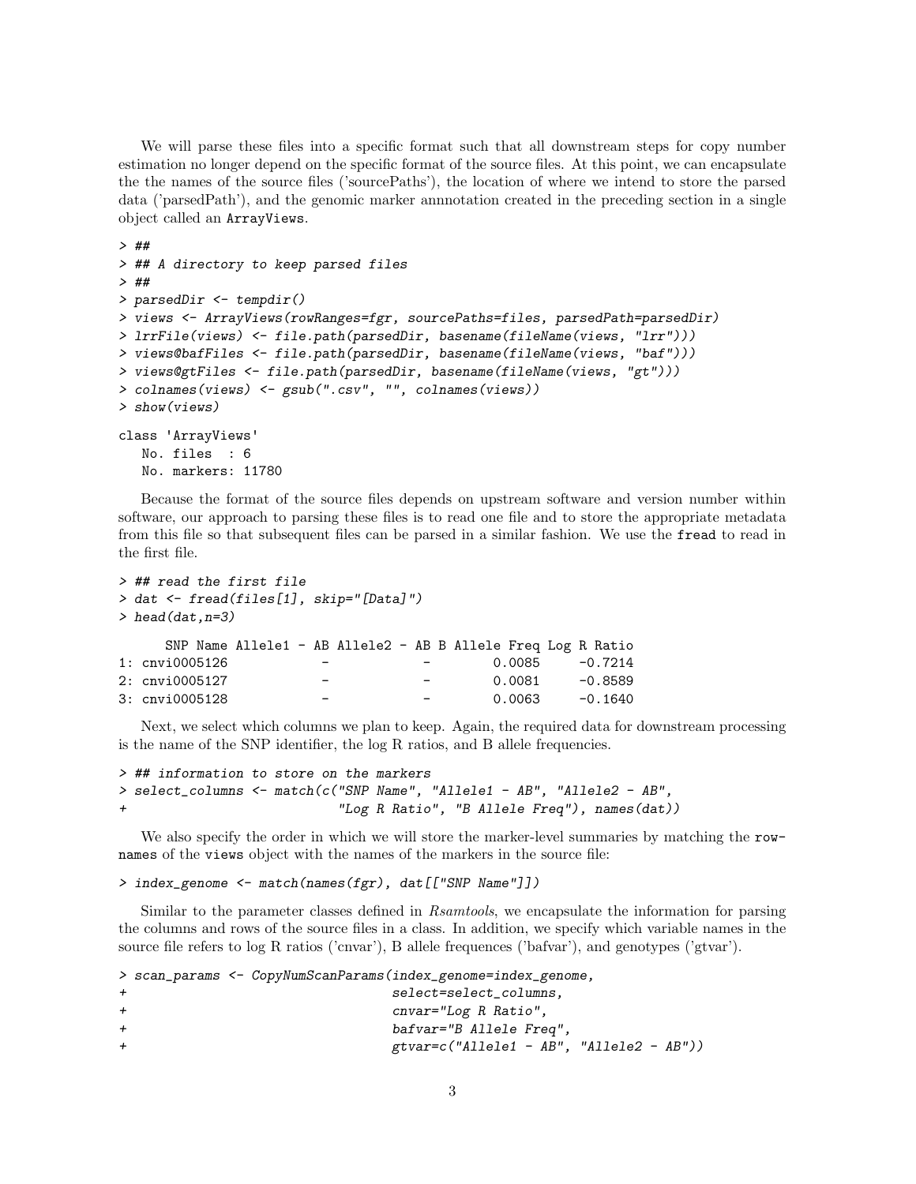We will parse these files into a specific format such that all downstream steps for copy number estimation no longer depend on the specific format of the source files. At this point, we can encapsulate the the names of the source files ('sourcePaths'), the location of where we intend to store the parsed data ('parsedPath'), and the genomic marker annnotation created in the preceding section in a single object called an ArrayViews.

```
> ##
> ## A directory to keep parsed files
> ##
> parsedDir <- tempdir()
> views <- ArrayViews(rowRanges=fgr, sourcePaths=files, parsedPath=parsedDir)
> lrrFile(views) <- file.path(parsedDir, basename(fileName(views, "lrr")))
> views@bafFiles <- file.path(parsedDir, basename(fileName(views, "baf")))
> views@gtFiles <- file.path(parsedDir, basename(fileName(views, "gt")))
> colnames(views) <- gsub(".csv", "", colnames(views))
> show(views)
```

```
class 'ArrayViews'
   No. files  : 6
   No. markers: 11780
```

Because the format of the source files depends on upstream software and version number within software, our approach to parsing these files is to read one file and to store the appropriate metadata from this file so that subsequent files can be parsed in a similar fashion. We use the fread to read in the first file.

```
> ## read the first file
> dat <- fread(files[1], skip="[Data]")
> head(dat,n=3)
```

```
      SNP Name Allele1 - AB Allele2 - AB B Allele Freq Log R Ratio
1: cnvi0005126            -            -        0.0085     -0.7214
2: cnvi0005127            -            -        0.0081     -0.8589
3: cnvi0005128            -            -        0.0063     -0.1640
```

Next, we select which columns we plan to keep. Again, the required data for downstream processing is the name of the SNP identifier, the log R ratios, and B allele frequencies.

```
> ## information to store on the markers
> select_columns <- match(c("SNP Name", "Allele1 - AB", "Allele2 - AB",
+                           "Log R Ratio", "B Allele Freq"), names(dat))
```

We also specify the order in which we will store the marker-level summaries by matching the rownames of the views object with the names of the markers in the source file:

```
> index_genome <- match(names(fgr), dat[["SNP Name"]])
```

Similar to the parameter classes defined in *Rsamtools*, we encapsulate the information for parsing the columns and rows of the source files in a class. In addition, we specify which variable names in the source file refers to log R ratios ('cnvar'), B allele frequences ('bafvar'), and genotypes ('gtvar').

```
> scan_params <- CopyNumScanParams(index_genome=index_genome,
+                                  select=select_columns,
+                                  cnvar="Log R Ratio",
+                                  bafvar="B Allele Freq",
+                                  gtvar=c("Allele1 - AB", "Allele2 - AB"))
```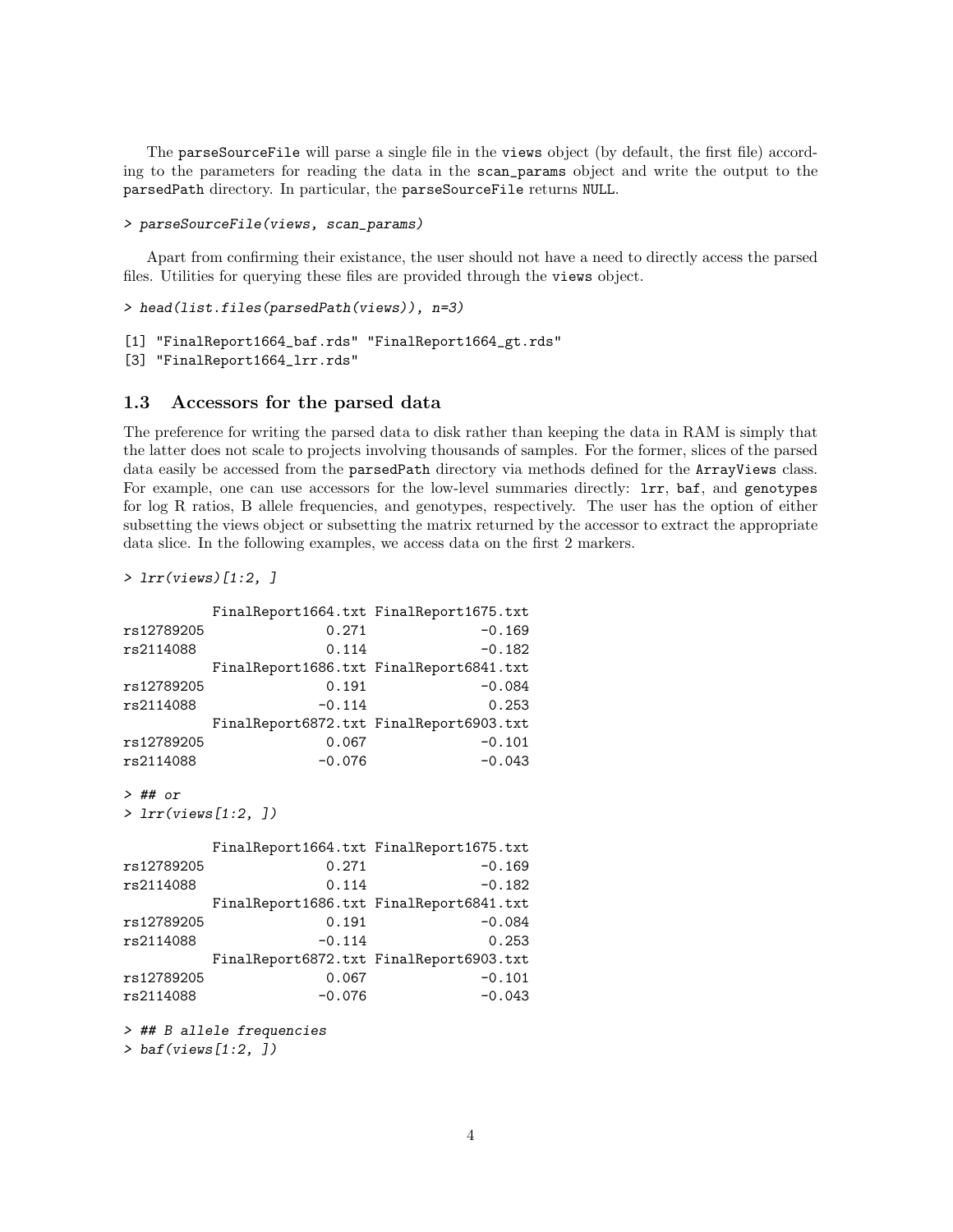The `parseSourceFile` will parse a single file in the `views` object (by default, the first file) according to the parameters for reading the data in the `scan_params` object and write the output to the `parsedPath` directory. In particular, the `parseSourceFile` returns `NULL`.

```
> parseSourceFile(views, scan_params)
```

Apart from confirming their existance, the user should not have a need to directly access the parsed files. Utilities for querying these files are provided through the `views` object.

```
> head(list.files(parsedPath(views)), n=3)

[1] "FinalReport1664_baf.rds" "FinalReport1664_gt.rds"
[3] "FinalReport1664_lrr.rds"
```

## 1.3 Accessors for the parsed data

The preference for writing the parsed data to disk rather than keeping the data in RAM is simply that the latter does not scale to projects involving thousands of samples. For the former, slices of the parsed data easily be accessed from the `parsedPath` directory via methods defined for the `ArrayViews` class. For example, one can use accessors for the low-level summaries directly: `lrr`, `baf`, and `genotypes` for log R ratios, B allele frequencies, and genotypes, respectively. The user has the option of either subsetting the views object or subsetting the matrix returned by the accessor to extract the appropriate data slice. In the following examples, we access data on the first 2 markers.

```
> lrr(views)[1:2, ]

           FinalReport1664.txt FinalReport1675.txt
rs12789205               0.271              -0.169
rs2114088                0.114              -0.182
           FinalReport1686.txt FinalReport6841.txt
rs12789205               0.191              -0.084
rs2114088               -0.114               0.253
           FinalReport6872.txt FinalReport6903.txt
rs12789205               0.067              -0.101
rs2114088               -0.076              -0.043

> ## or
> lrr(views[1:2, ])

           FinalReport1664.txt FinalReport1675.txt
rs12789205               0.271              -0.169
rs2114088                0.114              -0.182
           FinalReport1686.txt FinalReport6841.txt
rs12789205               0.191              -0.084
rs2114088               -0.114               0.253
           FinalReport6872.txt FinalReport6903.txt
rs12789205               0.067              -0.101
rs2114088               -0.076              -0.043

> ## B allele frequencies
> baf(views[1:2, ])
```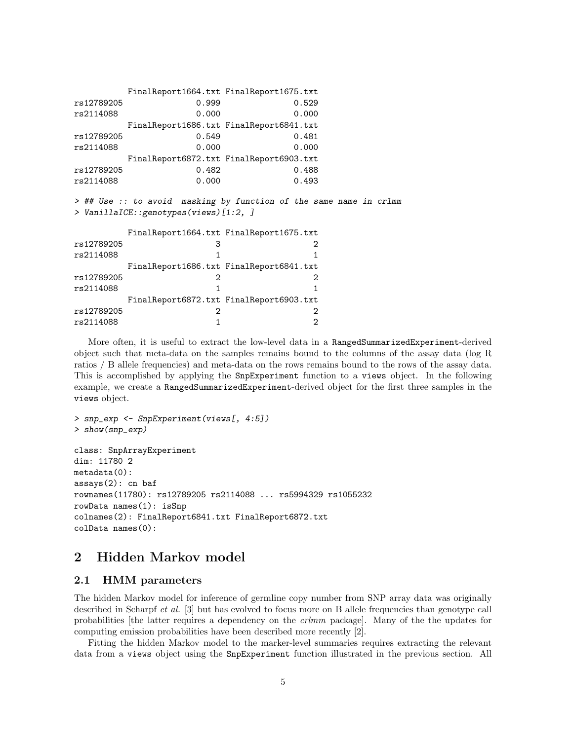```
           FinalReport1664.txt FinalReport1675.txt
rs12789205               0.999               0.529
rs2114088                0.000               0.000
           FinalReport1686.txt FinalReport6841.txt
rs12789205               0.549               0.481
rs2114088                0.000               0.000
           FinalReport6872.txt FinalReport6903.txt
rs12789205               0.482               0.488
rs2114088                0.000               0.493
```

```
> ## Use :: to avoid  masking by function of the same name in crlmm
> VanillaICE::genotypes(views)[1:2, ]
```

```
           FinalReport1664.txt FinalReport1675.txt
rs12789205                   3                   2
rs2114088                    1                   1
           FinalReport1686.txt FinalReport6841.txt
rs12789205                   2                   2
rs2114088                    1                   1
           FinalReport6872.txt FinalReport6903.txt
rs12789205                   2                   2
rs2114088                    1                   2
```

More often, it is useful to extract the low-level data in a RangedSummarizedExperiment-derived object such that meta-data on the samples remains bound to the columns of the assay data (log R ratios / B allele frequencies) and meta-data on the rows remains bound to the rows of the assay data. This is accomplished by applying the SnpExperiment function to a views object. In the following example, we create a RangedSummarizedExperiment-derived object for the first three samples in the views object.

```
> snp_exp <- SnpExperiment(views[, 4:5])
> show(snp_exp)
```

```
class: SnpArrayExperiment
dim: 11780 2
metadata(0):
assays(2): cn baf
rownames(11780): rs12789205 rs2114088 ... rs5994329 rs1055232
rowData names(1): isSnp
colnames(2): FinalReport6841.txt FinalReport6872.txt
colData names(0):
```

# 2 Hidden Markov model

## 2.1 HMM parameters

The hidden Markov model for inference of germline copy number from SNP array data was originally described in Scharpf *et al.* [3] but has evolved to focus more on B allele frequencies than genotype call probabilities [the latter requires a dependency on the *crlmm* package]. Many of the the updates for computing emission probabilities have been described more recently [2].

Fitting the hidden Markov model to the marker-level summaries requires extracting the relevant data from a views object using the SnpExperiment function illustrated in the previous section. All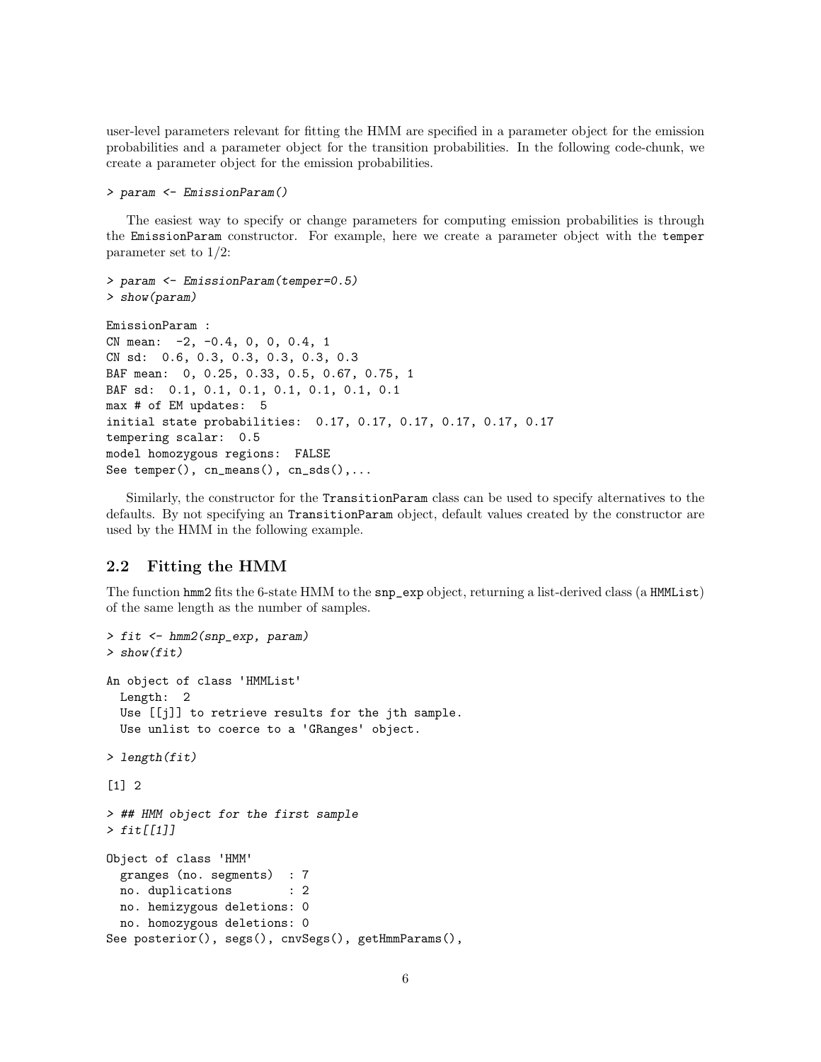user-level parameters relevant for fitting the HMM are specified in a parameter object for the emission probabilities and a parameter object for the transition probabilities. In the following code-chunk, we create a parameter object for the emission probabilities.

```
> param <- EmissionParam()
```

The easiest way to specify or change parameters for computing emission probabilities is through the `EmissionParam` constructor. For example, here we create a parameter object with the `temper` parameter set to 1/2:

```
> param <- EmissionParam(temper=0.5)
> show(param)

EmissionParam :
CN mean:  -2, -0.4, 0, 0, 0.4, 1
CN sd:  0.6, 0.3, 0.3, 0.3, 0.3, 0.3
BAF mean:  0, 0.25, 0.33, 0.5, 0.67, 0.75, 1
BAF sd:  0.1, 0.1, 0.1, 0.1, 0.1, 0.1, 0.1
max # of EM updates:  5
initial state probabilities:  0.17, 0.17, 0.17, 0.17, 0.17, 0.17
tempering scalar:  0.5
model homozygous regions:  FALSE
See temper(), cn_means(), cn_sds(),...
```

Similarly, the constructor for the `TransitionParam` class can be used to specify alternatives to the defaults. By not specifying an `TransitionParam` object, default values created by the constructor are used by the HMM in the following example.

## 2.2 Fitting the HMM

The function `hmm2` fits the 6-state HMM to the `snp_exp` object, returning a list-derived class (a `HMMList`) of the same length as the number of samples.

```
> fit <- hmm2(snp_exp, param)
> show(fit)

An object of class 'HMMList'
  Length:  2
  Use [[j]] to retrieve results for the jth sample.
  Use unlist to coerce to a 'GRanges' object.

> length(fit)

[1] 2

> ## HMM object for the first sample
> fit[[1]]

Object of class 'HMM'
  granges (no. segments)  : 7
  no. duplications        : 2
  no. hemizygous deletions: 0
  no. homozygous deletions: 0
See posterior(), segs(), cnvSegs(), getHmmParams(),
```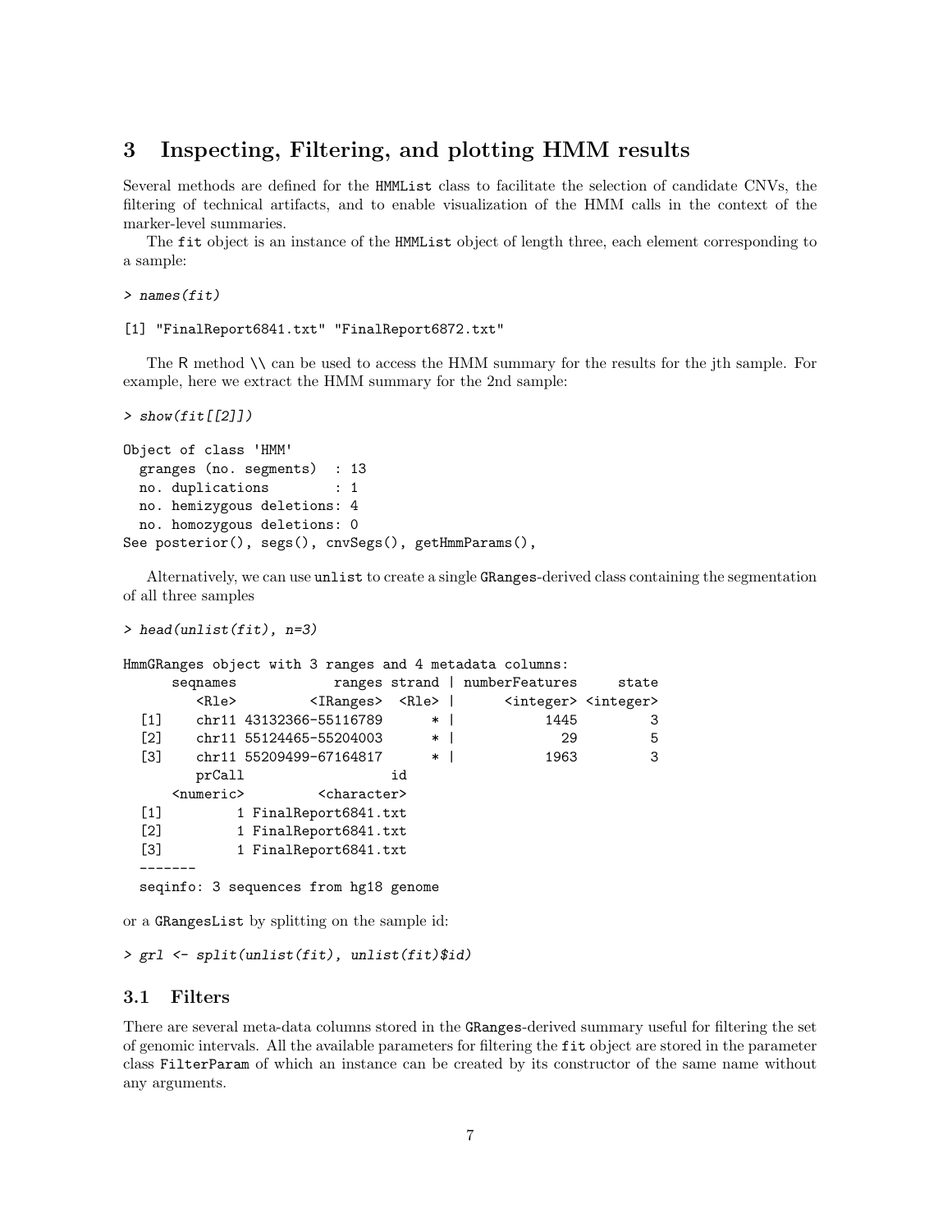## 3 Inspecting, Filtering, and plotting HMM results

Several methods are defined for the `HMMList` class to facilitate the selection of candidate CNVs, the filtering of technical artifacts, and to enable visualization of the HMM calls in the context of the marker-level summaries.

The `fit` object is an instance of the `HMMList` object of length three, each element corresponding to a sample:

```
> names(fit)

[1] "FinalReport6841.txt" "FinalReport6872.txt"
```

The R method \\ can be used to access the HMM summary for the results for the jth sample. For example, here we extract the HMM summary for the 2nd sample:

```
> show(fit[[2]])

Object of class 'HMM'
  granges (no. segments)  : 13
  no. duplications        : 1
  no. hemizygous deletions: 4
  no. homozygous deletions: 0
See posterior(), segs(), cnvSegs(), getHmmParams(),
```

Alternatively, we can use `unlist` to create a single `GRanges`-derived class containing the segmentation of all three samples

```
> head(unlist(fit), n=3)

HmmGRanges object with 3 ranges and 4 metadata columns:
      seqnames            ranges strand | numberFeatures     state
         <Rle>         <IRanges>  <Rle> |      <integer> <integer>
  [1]    chr11 43132366-55116789      * |           1445         3
  [2]    chr11 55124465-55204003      * |             29         5
  [3]    chr11 55209499-67164817      * |           1963         3
         prCall                  id
      <numeric>         <character>
  [1]         1 FinalReport6841.txt
  [2]         1 FinalReport6841.txt
  [3]         1 FinalReport6841.txt
  -------
  seqinfo: 3 sequences from hg18 genome
```

or a `GRangesList` by splitting on the sample id:

```
> grl <- split(unlist(fit), unlist(fit)$id)
```

### 3.1 Filters

There are several meta-data columns stored in the `GRanges`-derived summary useful for filtering the set of genomic intervals. All the available parameters for filtering the `fit` object are stored in the parameter class `FilterParam` of which an instance can be created by its constructor of the same name without any arguments.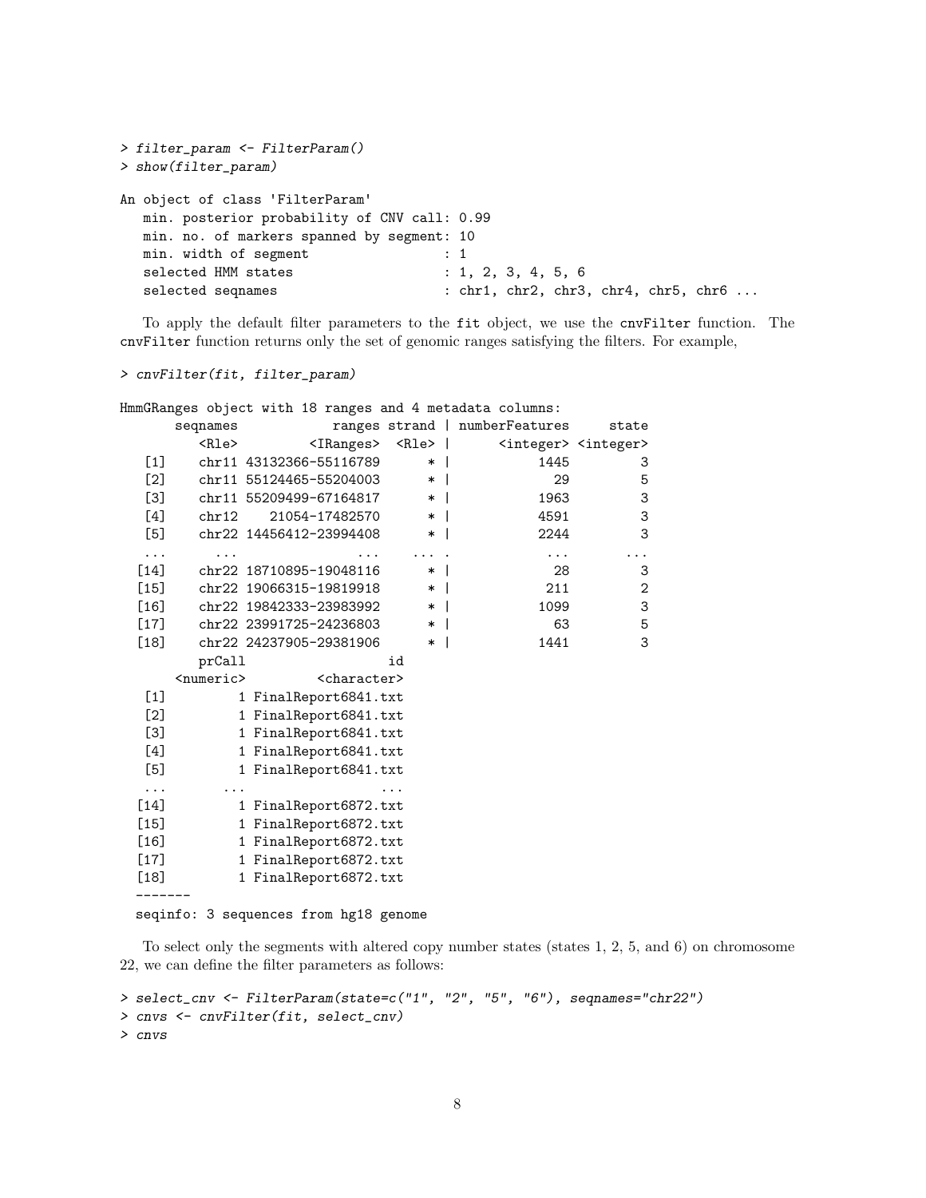```
> filter_param <- FilterParam()
> show(filter_param)

An object of class 'FilterParam'
   min. posterior probability of CNV call: 0.99
   min. no. of markers spanned by segment: 10
   min. width of segment                 : 1
   selected HMM states                   : 1, 2, 3, 4, 5, 6
   selected seqnames                     : chr1, chr2, chr3, chr4, chr5, chr6 ...
```

To apply the default filter parameters to the fit object, we use the cnvFilter function. The cnvFilter function returns only the set of genomic ranges satisfying the filters. For example,

```
> cnvFilter(fit, filter_param)

HmmGRanges object with 18 ranges and 4 metadata columns:
       seqnames            ranges strand | numberFeatures     state
          <Rle>         <IRanges>  <Rle> |      <integer> <integer>
   [1]    chr11 43132366-55116789      * |           1445         3
   [2]    chr11 55124465-55204003      * |             29         5
   [3]    chr11 55209499-67164817      * |           1963         3
   [4]    chr12    21054-17482570      * |           4591         3
   [5]    chr22 14456412-23994408      * |           2244         3
   ...      ...               ...    ... .            ...       ...
  [14]    chr22 18710895-19048116      * |             28         3
  [15]    chr22 19066315-19819918      * |            211         2
  [16]    chr22 19842333-23983992      * |           1099         3
  [17]    chr22 23991725-24236803      * |             63         5
  [18]    chr22 24237905-29381906      * |           1441         3
          prCall                  id
       <numeric>         <character>
   [1]         1 FinalReport6841.txt
   [2]         1 FinalReport6841.txt
   [3]         1 FinalReport6841.txt
   [4]         1 FinalReport6841.txt
   [5]         1 FinalReport6841.txt
   ...       ...                 ...
  [14]         1 FinalReport6872.txt
  [15]         1 FinalReport6872.txt
  [16]         1 FinalReport6872.txt
  [17]         1 FinalReport6872.txt
  [18]         1 FinalReport6872.txt
  -------
  seqinfo: 3 sequences from hg18 genome
```

To select only the segments with altered copy number states (states 1, 2, 5, and 6) on chromosome 22, we can define the filter parameters as follows:

```
> select_cnv <- FilterParam(state=c("1", "2", "5", "6"), seqnames="chr22")
> cnvs <- cnvFilter(fit, select_cnv)
> cnvs
```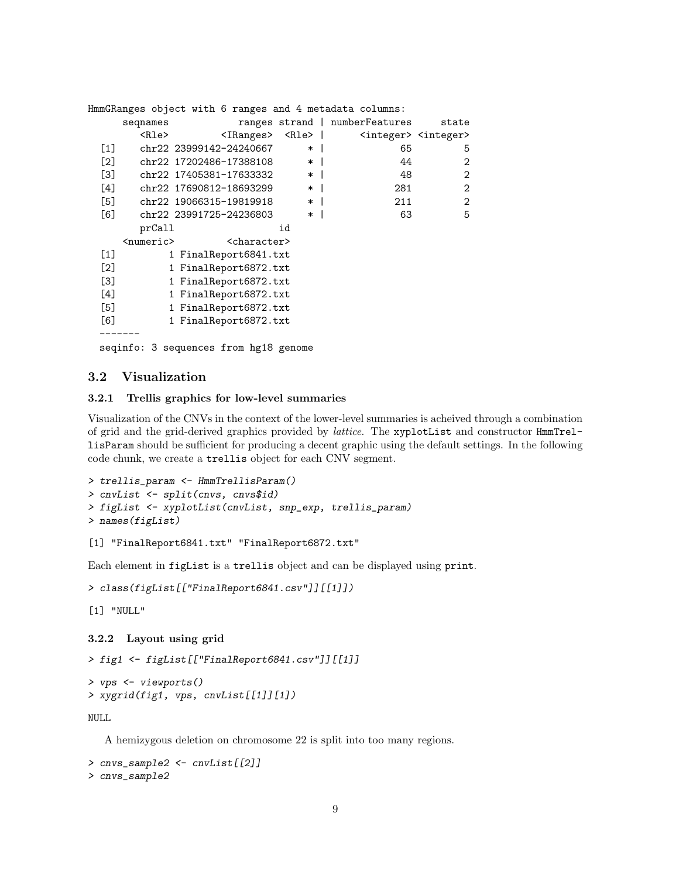```
HmmGRanges object with 6 ranges and 4 metadata columns:
      seqnames            ranges strand | numberFeatures     state
         <Rle>         <IRanges>  <Rle> |      <integer> <integer>
  [1]    chr22 23999142-24240667      * |             65         5
  [2]    chr22 17202486-17388108      * |             44         2
  [3]    chr22 17405381-17633332      * |             48         2
  [4]    chr22 17690812-18693299      * |            281         2
  [5]    chr22 19066315-19819918      * |            211         2
  [6]    chr22 23991725-24236803      * |             63         5
         prCall                  id
      <numeric>         <character>
  [1]         1 FinalReport6841.txt
  [2]         1 FinalReport6872.txt
  [3]         1 FinalReport6872.txt
  [4]         1 FinalReport6872.txt
  [5]         1 FinalReport6872.txt
  [6]         1 FinalReport6872.txt
  -------
  seqinfo: 3 sequences from hg18 genome
```

## 3.2 Visualization

### 3.2.1 Trellis graphics for low-level summaries

Visualization of the CNVs in the context of the lower-level summaries is acheived through a combination of grid and the grid-derived graphics provided by *lattice*. The `xyplotList` and constructor `HmmTrellisParam` should be sufficient for producing a decent graphic using the default settings. In the following code chunk, we create a `trellis` object for each CNV segment.

```
> trellis_param <- HmmTrellisParam()
> cnvList <- split(cnvs, cnvs$id)
> figList <- xyplotList(cnvList, snp_exp, trellis_param)
> names(figList)

[1] "FinalReport6841.txt" "FinalReport6872.txt"
```

Each element in `figList` is a `trellis` object and can be displayed using `print`.

```
> class(figList[["FinalReport6841.csv"]][[1]])

[1] "NULL"
```

### 3.2.2 Layout using grid

```
> fig1 <- figList[["FinalReport6841.csv"]][[1]]
> vps <- viewports()
> xygrid(fig1, vps, cnvList[[1]][1])

NULL
```

A hemizygous deletion on chromosome 22 is split into too many regions.

```
> cnvs_sample2 <- cnvList[[2]]
> cnvs_sample2
```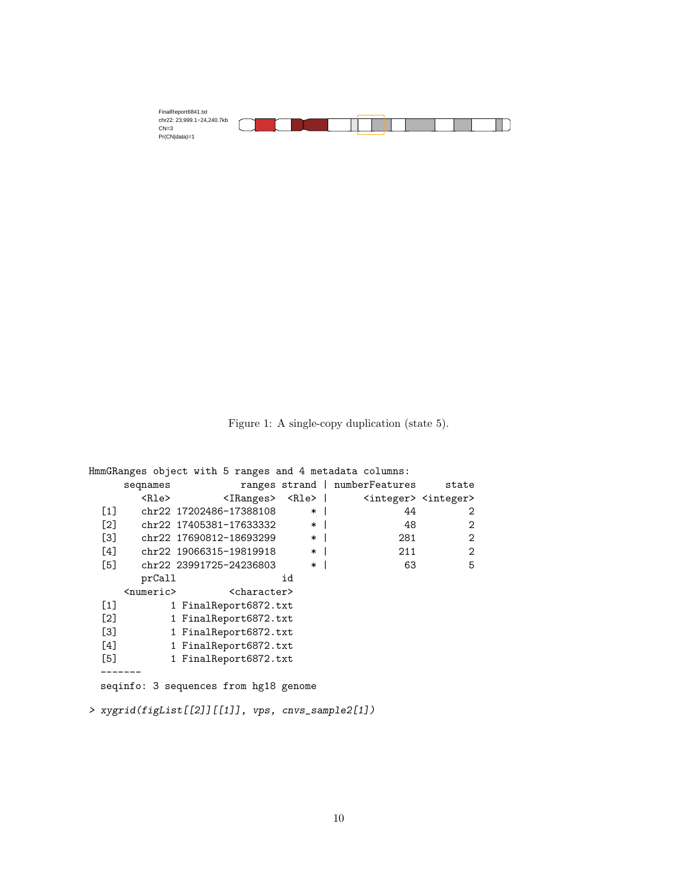FinalReport6841.txt
chr22: 23,999.1−24,240.7kb
CN=3
Pr(CN|data)=1

Figure 1: A single-copy duplication (state 5).

```
HmmGRanges object with 5 ranges and 4 metadata columns:
      seqnames            ranges strand | numberFeatures     state
         <Rle>         <IRanges>  <Rle> |      <integer> <integer>
  [1]    chr22 17202486-17388108      * |             44         2
  [2]    chr22 17405381-17633332      * |             48         2
  [3]    chr22 17690812-18693299      * |            281         2
  [4]    chr22 19066315-19819918      * |            211         2
  [5]    chr22 23991725-24236803      * |             63         5
         prCall                  id
      <numeric>         <character>
  [1]         1 FinalReport6872.txt
  [2]         1 FinalReport6872.txt
  [3]         1 FinalReport6872.txt
  [4]         1 FinalReport6872.txt
  [5]         1 FinalReport6872.txt
  -------
  seqinfo: 3 sequences from hg18 genome

> xygrid(figList[[2]][[1]], vps, cnvs_sample2[1])
```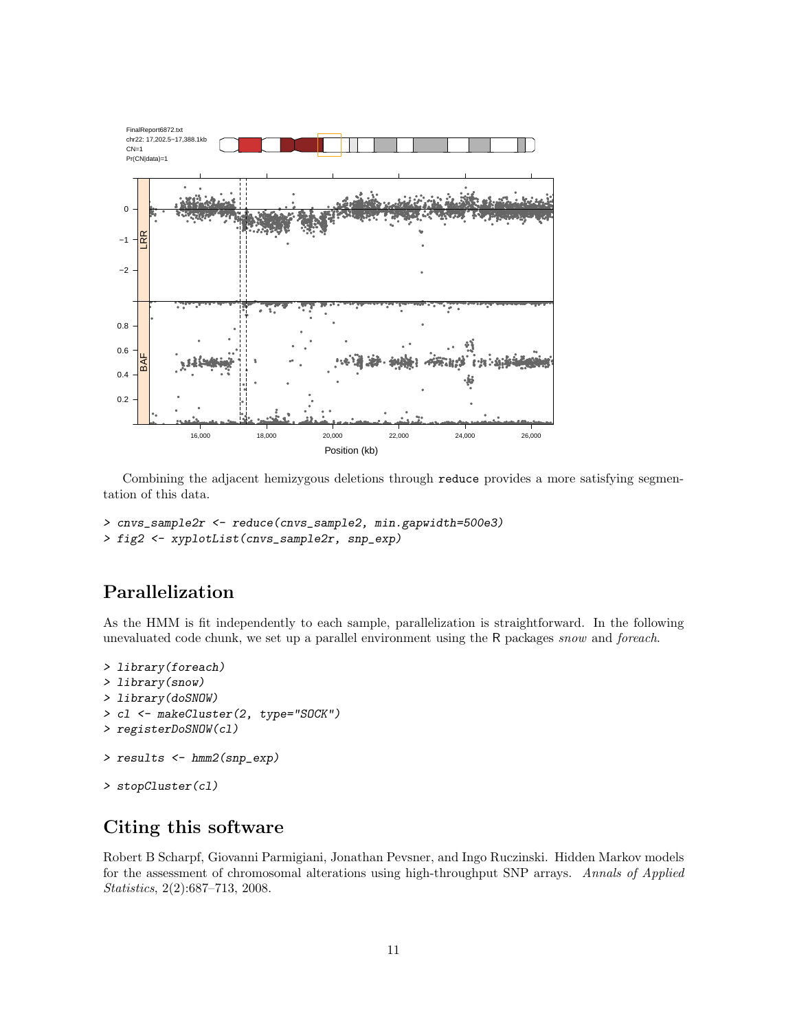Combining the adjacent hemizygous deletions through `reduce` provides a more satisfying segmentation of this data.

```
> cnvs_sample2r <- reduce(cnvs_sample2, min.gapwidth=500e3)
> fig2 <- xyplotList(cnvs_sample2r, snp_exp)
```

## Parallelization

As the HMM is fit independently to each sample, parallelization is straightforward. In the following unevaluated code chunk, we set up a parallel environment using the R packages *snow* and *foreach*.

```
> library(foreach)
> library(snow)
> library(doSNOW)
> cl <- makeCluster(2, type="SOCK")
> registerDoSNOW(cl)

> results <- hmm2(snp_exp)

> stopCluster(cl)
```

## Citing this software

Robert B Scharpf, Giovanni Parmigiani, Jonathan Pevsner, and Ingo Ruczinski. Hidden Markov models for the assessment of chromosomal alterations using high-throughput SNP arrays. *Annals of Applied Statistics*, 2(2):687–713, 2008.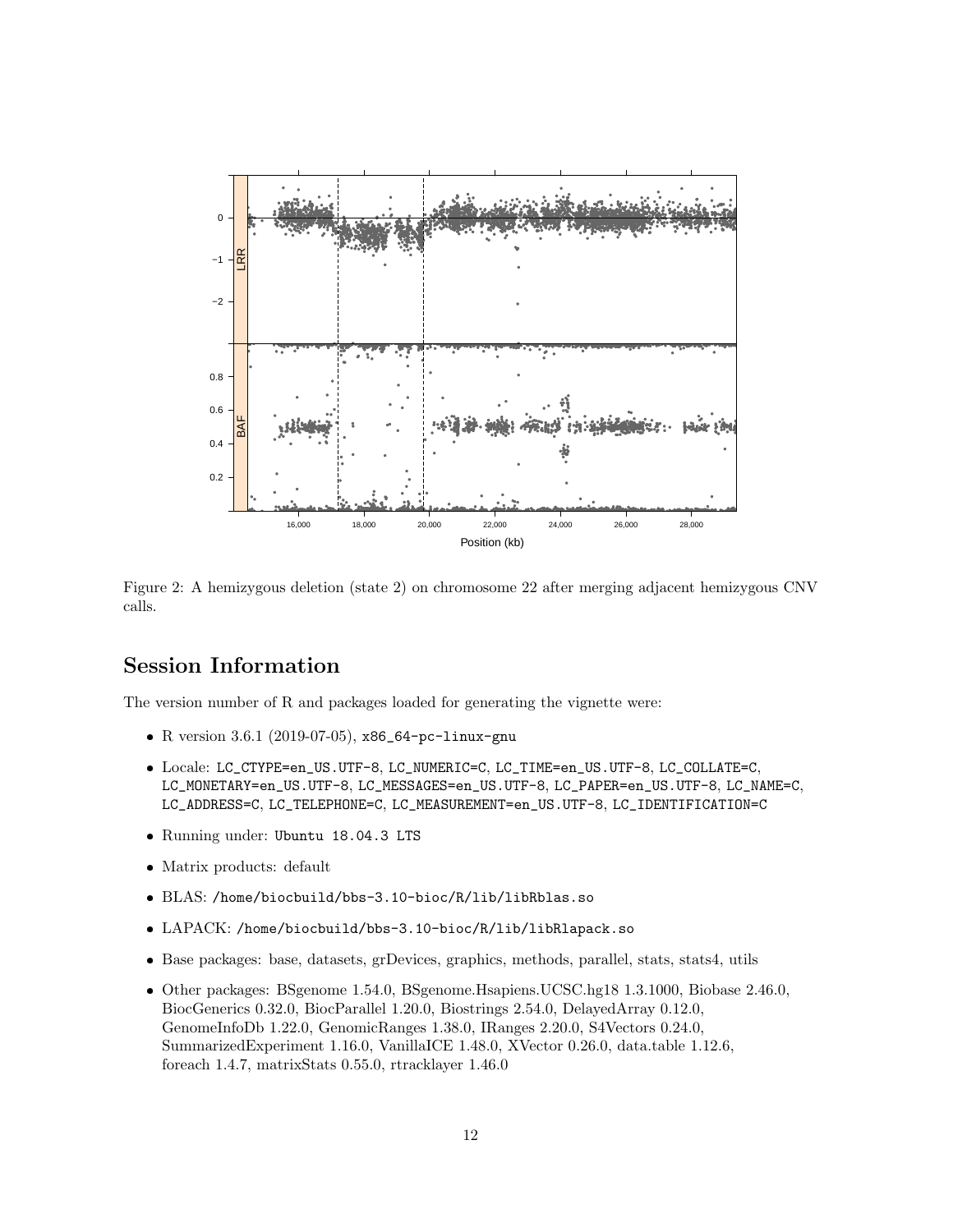Figure 2: A hemizygous deletion (state 2) on chromosome 22 after merging adjacent hemizygous CNV calls.

## Session Information

The version number of R and packages loaded for generating the vignette were:

- R version 3.6.1 (2019-07-05), `x86_64-pc-linux-gnu`
- Locale: `LC_CTYPE=en_US.UTF-8`, `LC_NUMERIC=C`, `LC_TIME=en_US.UTF-8`, `LC_COLLATE=C`, `LC_MONETARY=en_US.UTF-8`, `LC_MESSAGES=en_US.UTF-8`, `LC_PAPER=en_US.UTF-8`, `LC_NAME=C`, `LC_ADDRESS=C`, `LC_TELEPHONE=C`, `LC_MEASUREMENT=en_US.UTF-8`, `LC_IDENTIFICATION=C`
- Running under: `Ubuntu 18.04.3 LTS`
- Matrix products: default
- BLAS: `/home/biocbuild/bbs-3.10-bioc/R/lib/libRblas.so`
- LAPACK: `/home/biocbuild/bbs-3.10-bioc/R/lib/libRlapack.so`
- Base packages: base, datasets, grDevices, graphics, methods, parallel, stats, stats4, utils
- Other packages: BSgenome 1.54.0, BSgenome.Hsapiens.UCSC.hg18 1.3.1000, Biobase 2.46.0, BiocGenerics 0.32.0, BiocParallel 1.20.0, Biostrings 2.54.0, DelayedArray 0.12.0, GenomeInfoDb 1.22.0, GenomicRanges 1.38.0, IRanges 2.20.0, S4Vectors 0.24.0, SummarizedExperiment 1.16.0, VanillaICE 1.48.0, XVector 0.26.0, data.table 1.12.6, foreach 1.4.7, matrixStats 0.55.0, rtracklayer 1.46.0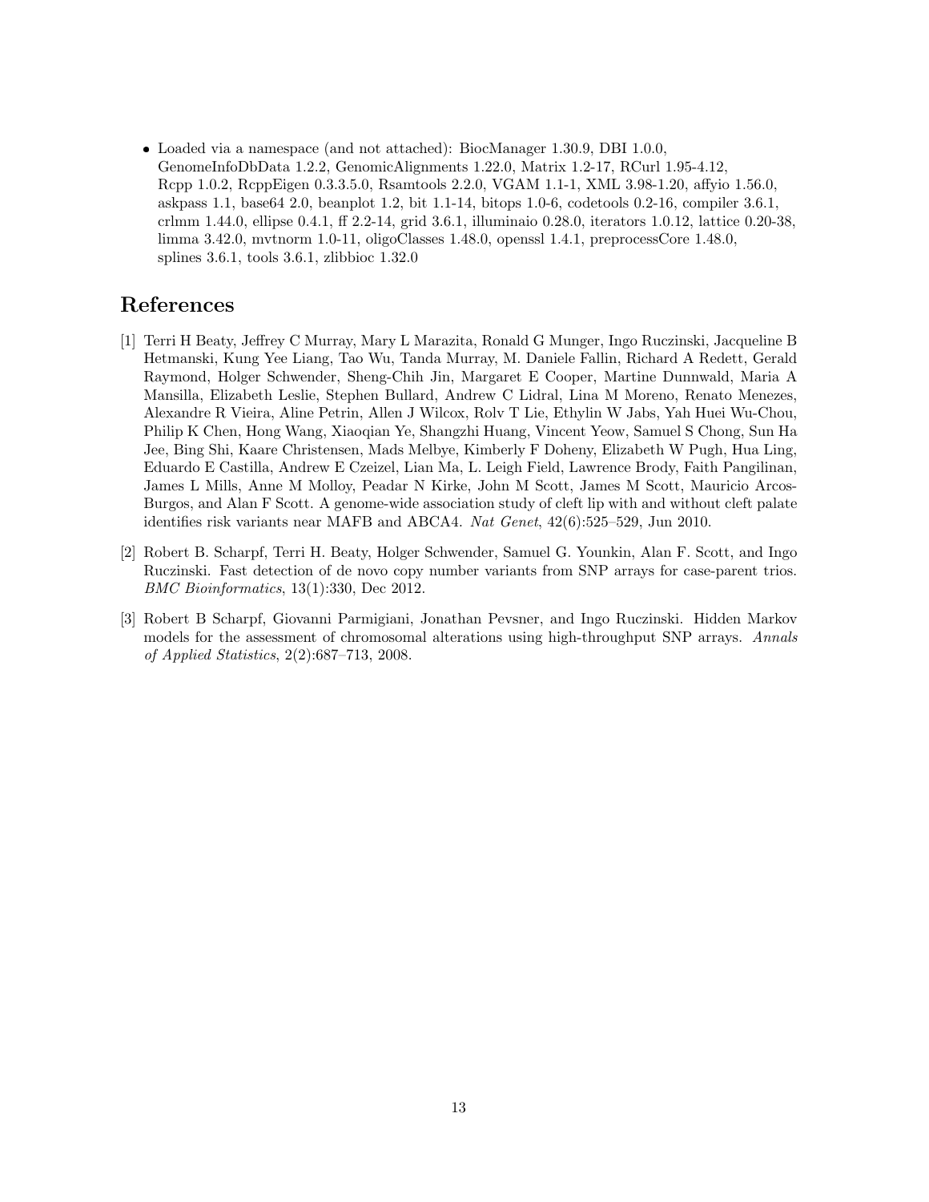- Loaded via a namespace (and not attached): BiocManager 1.30.9, DBI 1.0.0, GenomeInfoDbData 1.2.2, GenomicAlignments 1.22.0, Matrix 1.2-17, RCurl 1.95-4.12, Rcpp 1.0.2, RcppEigen 0.3.3.5.0, Rsamtools 2.2.0, VGAM 1.1-1, XML 3.98-1.20, affyio 1.56.0, askpass 1.1, base64 2.0, beanplot 1.2, bit 1.1-14, bitops 1.0-6, codetools 0.2-16, compiler 3.6.1, crlmm 1.44.0, ellipse 0.4.1, ff 2.2-14, grid 3.6.1, illuminaio 0.28.0, iterators 1.0.12, lattice 0.20-38, limma 3.42.0, mvtnorm 1.0-11, oligoClasses 1.48.0, openssl 1.4.1, preprocessCore 1.48.0, splines 3.6.1, tools 3.6.1, zlibbioc 1.32.0

# References

[1] Terri H Beaty, Jeffrey C Murray, Mary L Marazita, Ronald G Munger, Ingo Ruczinski, Jacqueline B Hetmanski, Kung Yee Liang, Tao Wu, Tanda Murray, M. Daniele Fallin, Richard A Redett, Gerald Raymond, Holger Schwender, Sheng-Chih Jin, Margaret E Cooper, Martine Dunnwald, Maria A Mansilla, Elizabeth Leslie, Stephen Bullard, Andrew C Lidral, Lina M Moreno, Renato Menezes, Alexandre R Vieira, Aline Petrin, Allen J Wilcox, Rolv T Lie, Ethylin W Jabs, Yah Huei Wu-Chou, Philip K Chen, Hong Wang, Xiaoqian Ye, Shangzhi Huang, Vincent Yeow, Samuel S Chong, Sun Ha Jee, Bing Shi, Kaare Christensen, Mads Melbye, Kimberly F Doheny, Elizabeth W Pugh, Hua Ling, Eduardo E Castilla, Andrew E Czeizel, Lian Ma, L. Leigh Field, Lawrence Brody, Faith Pangilinan, James L Mills, Anne M Molloy, Peadar N Kirke, John M Scott, James M Scott, Mauricio Arcos-Burgos, and Alan F Scott. A genome-wide association study of cleft lip with and without cleft palate identifies risk variants near MAFB and ABCA4. *Nat Genet*, 42(6):525–529, Jun 2010.

[2] Robert B. Scharpf, Terri H. Beaty, Holger Schwender, Samuel G. Younkin, Alan F. Scott, and Ingo Ruczinski. Fast detection of de novo copy number variants from SNP arrays for case-parent trios. *BMC Bioinformatics*, 13(1):330, Dec 2012.

[3] Robert B Scharpf, Giovanni Parmigiani, Jonathan Pevsner, and Ingo Ruczinski. Hidden Markov models for the assessment of chromosomal alterations using high-throughput SNP arrays. *Annals of Applied Statistics*, 2(2):687–713, 2008.